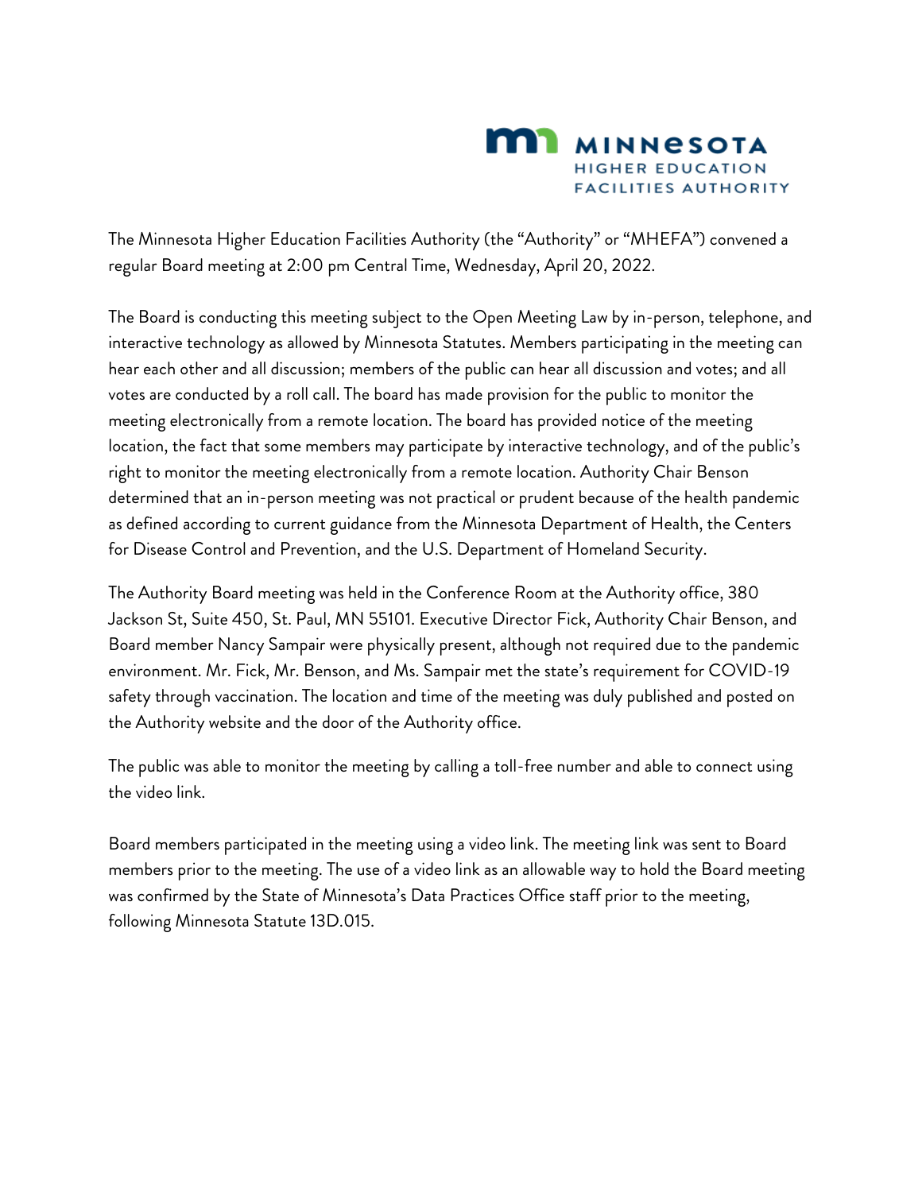**MINNESOTA HIGHER EDUCATION FACILITIES AUTHORITY**

The Minnesota Higher Education Facilities Authority (the "Authority" or "MHEFA") convened a regular Board meeting at 2:00 pm Central Time, Wednesday, April 20, 2022.

The Board is conducting this meeting subject to the Open Meeting Law by in-person, telephone, and interactive technology as allowed by Minnesota Statutes. Members participating in the meeting can hear each other and all discussion; members of the public can hear all discussion and votes; and all votes are conducted by a roll call. The board has made provision for the public to monitor the meeting electronically from a remote location. The board has provided notice of the meeting location, the fact that some members may participate by interactive technology, and of the public's right to monitor the meeting electronically from a remote location. Authority Chair Benson determined that an in-person meeting was not practical or prudent because of the health pandemic as defined according to current guidance from the Minnesota Department of Health, the Centers for Disease Control and Prevention, and the U.S. Department of Homeland Security.

The Authority Board meeting was held in the Conference Room at the Authority office, 380 Jackson St, Suite 450, St. Paul, MN 55101. Executive Director Fick, Authority Chair Benson, and Board member Nancy Sampair were physically present, although not required due to the pandemic environment. Mr. Fick, Mr. Benson, and Ms. Sampair met the state's requirement for COVID-19 safety through vaccination. The location and time of the meeting was duly published and posted on the Authority website and the door of the Authority office.

The public was able to monitor the meeting by calling a toll-free number and able to connect using the video link.

Board members participated in the meeting using a video link. The meeting link was sent to Board members prior to the meeting. The use of a video link as an allowable way to hold the Board meeting was confirmed by the State of Minnesota's Data Practices Office staff prior to the meeting, following Minnesota Statute 13D.015.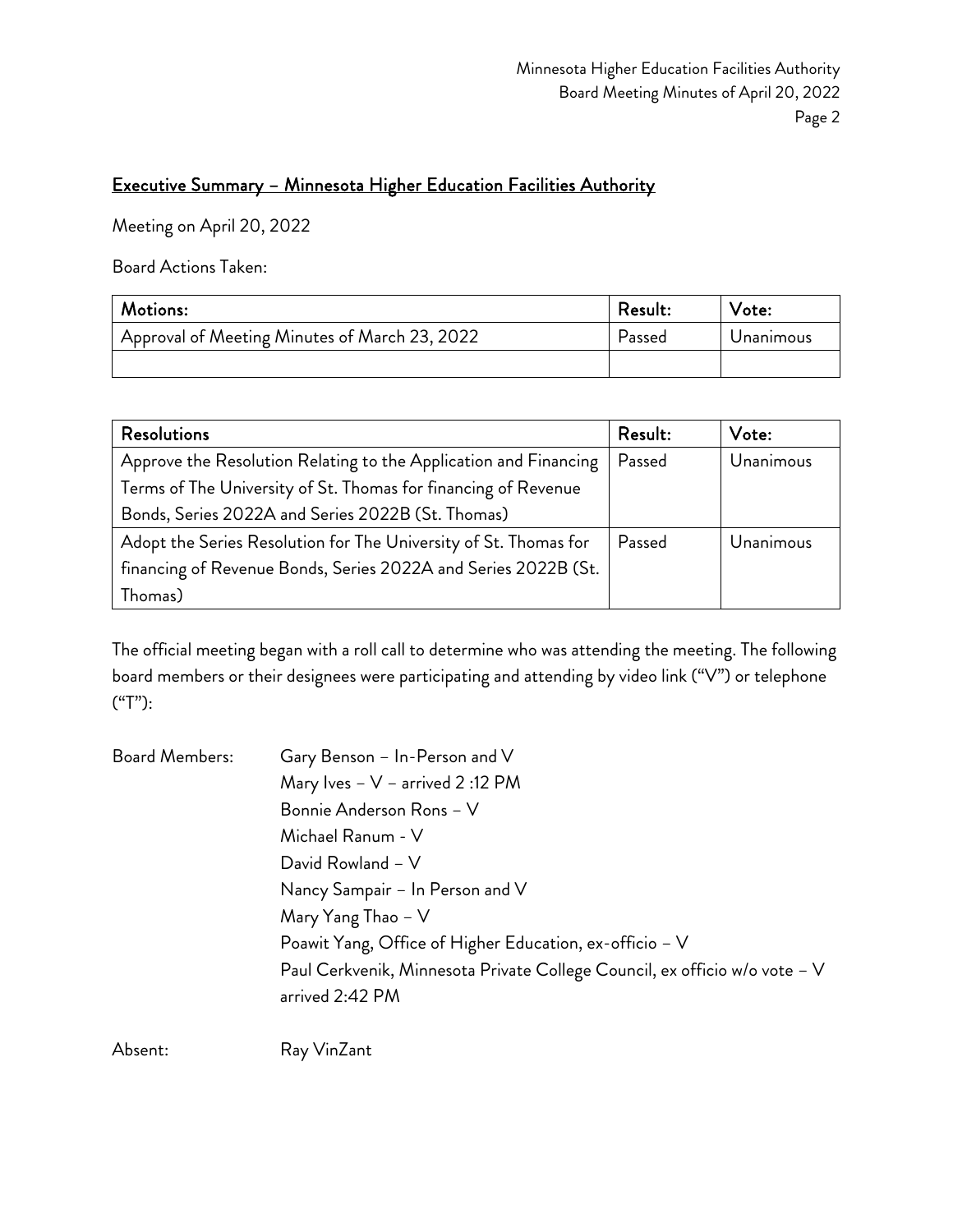## Executive Summary – Minnesota Higher Education Facilities Authority

Meeting on April 20, 2022

Board Actions Taken:

| Motions: | Result: | Vote: |
|---|---|---|
| Approval of Meeting Minutes of March 23, 2022 | Passed | Unanimous |
| | | |

| Resolutions | Result: | Vote: |
|---|---|---|
| Approve the Resolution Relating to the Application and Financing Terms of The University of St. Thomas for financing of Revenue Bonds, Series 2022A and Series 2022B (St. Thomas) | Passed | Unanimous |
| Adopt the Series Resolution for The University of St. Thomas for financing of Revenue Bonds, Series 2022A and Series 2022B (St. Thomas) | Passed | Unanimous |

The official meeting began with a roll call to determine who was attending the meeting. The following board members or their designees were participating and attending by video link ("V") or telephone ("T"):

Board Members:
- Gary Benson – In-Person and V
- Mary Ives – V – arrived 2 :12 PM
- Bonnie Anderson Rons – V
- Michael Ranum - V
- David Rowland – V
- Nancy Sampair – In Person and V
- Mary Yang Thao – V
- Poawit Yang, Office of Higher Education, ex-officio – V
- Paul Cerkvenik, Minnesota Private College Council, ex officio w/o vote – V arrived 2:42 PM

Absent: Ray VinZant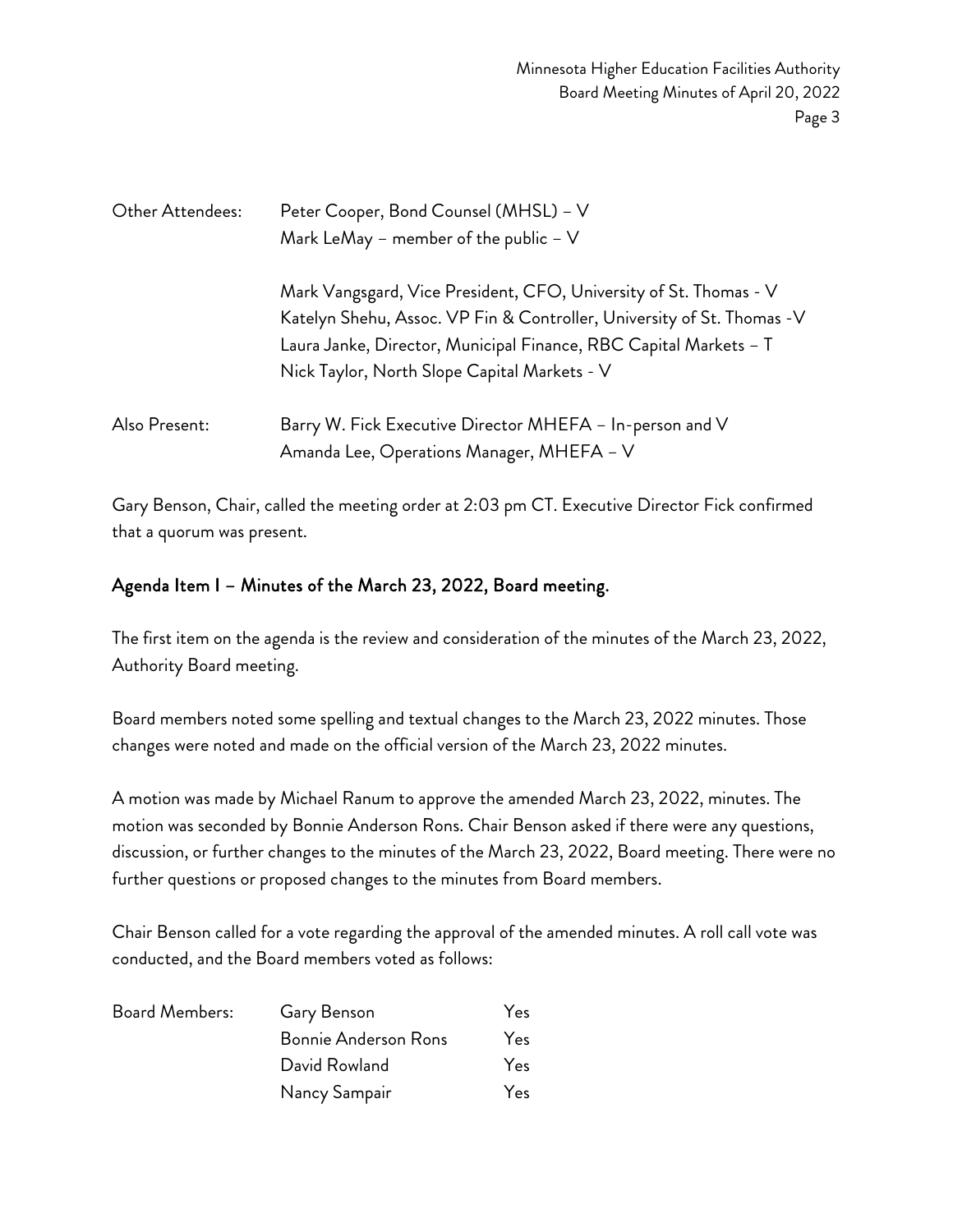| | | |
|---|---|---|
| Other Attendees: | Peter Cooper, Bond Counsel (MHSL) – V | |
| | Mark LeMay – member of the public – V | |
| | | |
| | Mark Vangsgard, Vice President, CFO, University of St. Thomas - V | |
| | Katelyn Shehu, Assoc. VP Fin & Controller, University of St. Thomas -V | |
| | Laura Janke, Director, Municipal Finance, RBC Capital Markets – T | |
| | Nick Taylor, North Slope Capital Markets - V | |
| | | |
| Also Present: | Barry W. Fick Executive Director MHEFA – In-person and V | |
| | Amanda Lee, Operations Manager, MHEFA – V | |

Gary Benson, Chair, called the meeting order at 2:03 pm CT. Executive Director Fick confirmed that a quorum was present.

## Agenda Item I – Minutes of the March 23, 2022, Board meeting.

The first item on the agenda is the review and consideration of the minutes of the March 23, 2022, Authority Board meeting.

Board members noted some spelling and textual changes to the March 23, 2022 minutes. Those changes were noted and made on the official version of the March 23, 2022 minutes.

A motion was made by Michael Ranum to approve the amended March 23, 2022, minutes. The motion was seconded by Bonnie Anderson Rons. Chair Benson asked if there were any questions, discussion, or further changes to the minutes of the March 23, 2022, Board meeting. There were no further questions or proposed changes to the minutes from Board members.

Chair Benson called for a vote regarding the approval of the amended minutes. A roll call vote was conducted, and the Board members voted as follows:

| | | |
|---|---|---|
| Board Members: | Gary Benson | Yes |
| | Bonnie Anderson Rons | Yes |
| | David Rowland | Yes |
| | Nancy Sampair | Yes |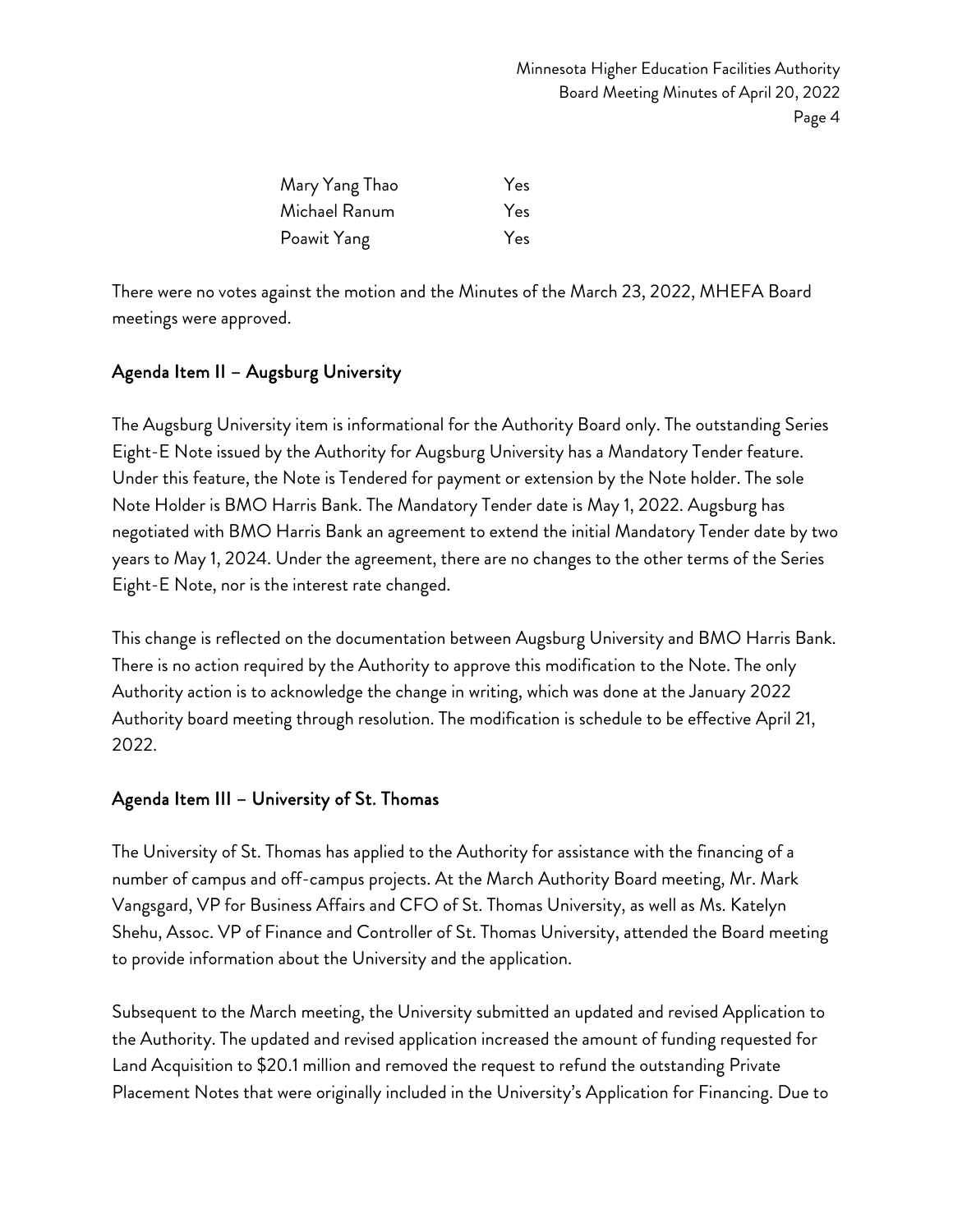| | |
|---|---|
| Mary Yang Thao | Yes |
| Michael Ranum | Yes |
| Poawit Yang | Yes |

There were no votes against the motion and the Minutes of the March 23, 2022, MHEFA Board meetings were approved.

## Agenda Item II – Augsburg University

The Augsburg University item is informational for the Authority Board only. The outstanding Series Eight-E Note issued by the Authority for Augsburg University has a Mandatory Tender feature. Under this feature, the Note is Tendered for payment or extension by the Note holder. The sole Note Holder is BMO Harris Bank. The Mandatory Tender date is May 1, 2022. Augsburg has negotiated with BMO Harris Bank an agreement to extend the initial Mandatory Tender date by two years to May 1, 2024. Under the agreement, there are no changes to the other terms of the Series Eight-E Note, nor is the interest rate changed.

This change is reflected on the documentation between Augsburg University and BMO Harris Bank. There is no action required by the Authority to approve this modification to the Note. The only Authority action is to acknowledge the change in writing, which was done at the January 2022 Authority board meeting through resolution. The modification is schedule to be effective April 21, 2022.

## Agenda Item III – University of St. Thomas

The University of St. Thomas has applied to the Authority for assistance with the financing of a number of campus and off-campus projects. At the March Authority Board meeting, Mr. Mark Vangsgard, VP for Business Affairs and CFO of St. Thomas University, as well as Ms. Katelyn Shehu, Assoc. VP of Finance and Controller of St. Thomas University, attended the Board meeting to provide information about the University and the application.

Subsequent to the March meeting, the University submitted an updated and revised Application to the Authority. The updated and revised application increased the amount of funding requested for Land Acquisition to $20.1 million and removed the request to refund the outstanding Private Placement Notes that were originally included in the University's Application for Financing. Due to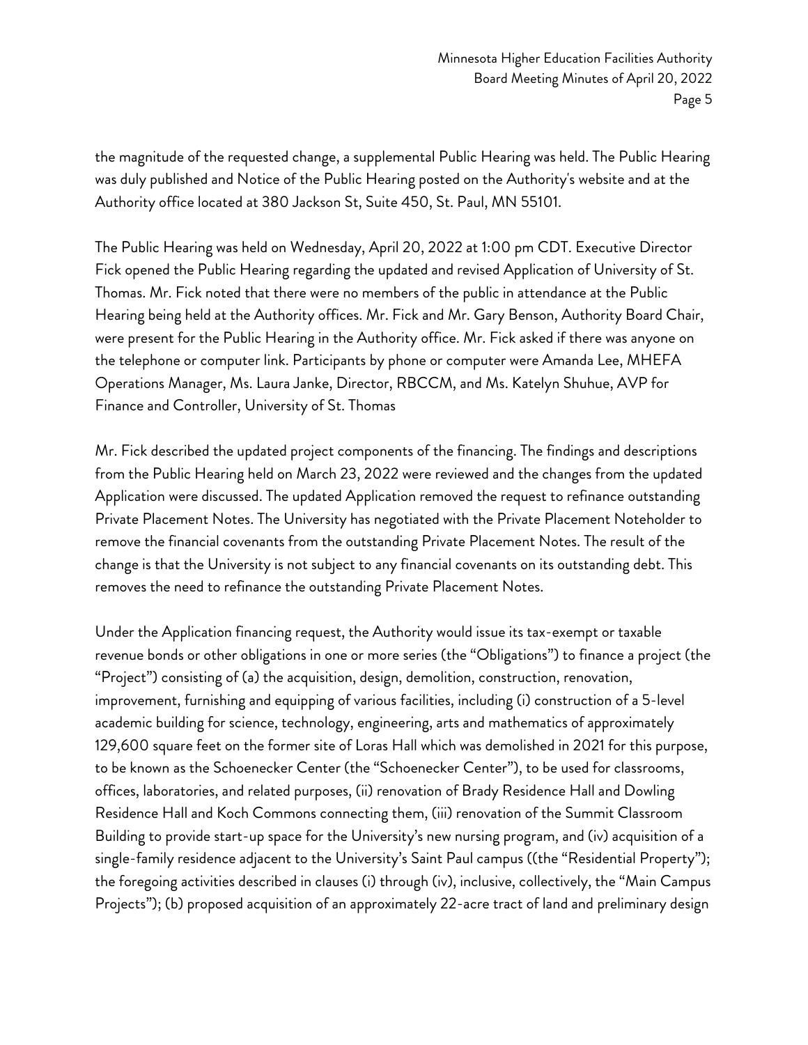the magnitude of the requested change, a supplemental Public Hearing was held. The Public Hearing was duly published and Notice of the Public Hearing posted on the Authority's website and at the Authority office located at 380 Jackson St, Suite 450, St. Paul, MN 55101.

The Public Hearing was held on Wednesday, April 20, 2022 at 1:00 pm CDT. Executive Director Fick opened the Public Hearing regarding the updated and revised Application of University of St. Thomas. Mr. Fick noted that there were no members of the public in attendance at the Public Hearing being held at the Authority offices. Mr. Fick and Mr. Gary Benson, Authority Board Chair, were present for the Public Hearing in the Authority office. Mr. Fick asked if there was anyone on the telephone or computer link. Participants by phone or computer were Amanda Lee, MHEFA Operations Manager, Ms. Laura Janke, Director, RBCCM, and Ms. Katelyn Shuhue, AVP for Finance and Controller, University of St. Thomas

Mr. Fick described the updated project components of the financing. The findings and descriptions from the Public Hearing held on March 23, 2022 were reviewed and the changes from the updated Application were discussed. The updated Application removed the request to refinance outstanding Private Placement Notes. The University has negotiated with the Private Placement Noteholder to remove the financial covenants from the outstanding Private Placement Notes. The result of the change is that the University is not subject to any financial covenants on its outstanding debt. This removes the need to refinance the outstanding Private Placement Notes.

Under the Application financing request, the Authority would issue its tax-exempt or taxable revenue bonds or other obligations in one or more series (the "Obligations") to finance a project (the "Project") consisting of (a) the acquisition, design, demolition, construction, renovation, improvement, furnishing and equipping of various facilities, including (i) construction of a 5-level academic building for science, technology, engineering, arts and mathematics of approximately 129,600 square feet on the former site of Loras Hall which was demolished in 2021 for this purpose, to be known as the Schoenecker Center (the "Schoenecker Center"), to be used for classrooms, offices, laboratories, and related purposes, (ii) renovation of Brady Residence Hall and Dowling Residence Hall and Koch Commons connecting them, (iii) renovation of the Summit Classroom Building to provide start-up space for the University's new nursing program, and (iv) acquisition of a single-family residence adjacent to the University's Saint Paul campus ((the "Residential Property"); the foregoing activities described in clauses (i) through (iv), inclusive, collectively, the "Main Campus Projects"); (b) proposed acquisition of an approximately 22-acre tract of land and preliminary design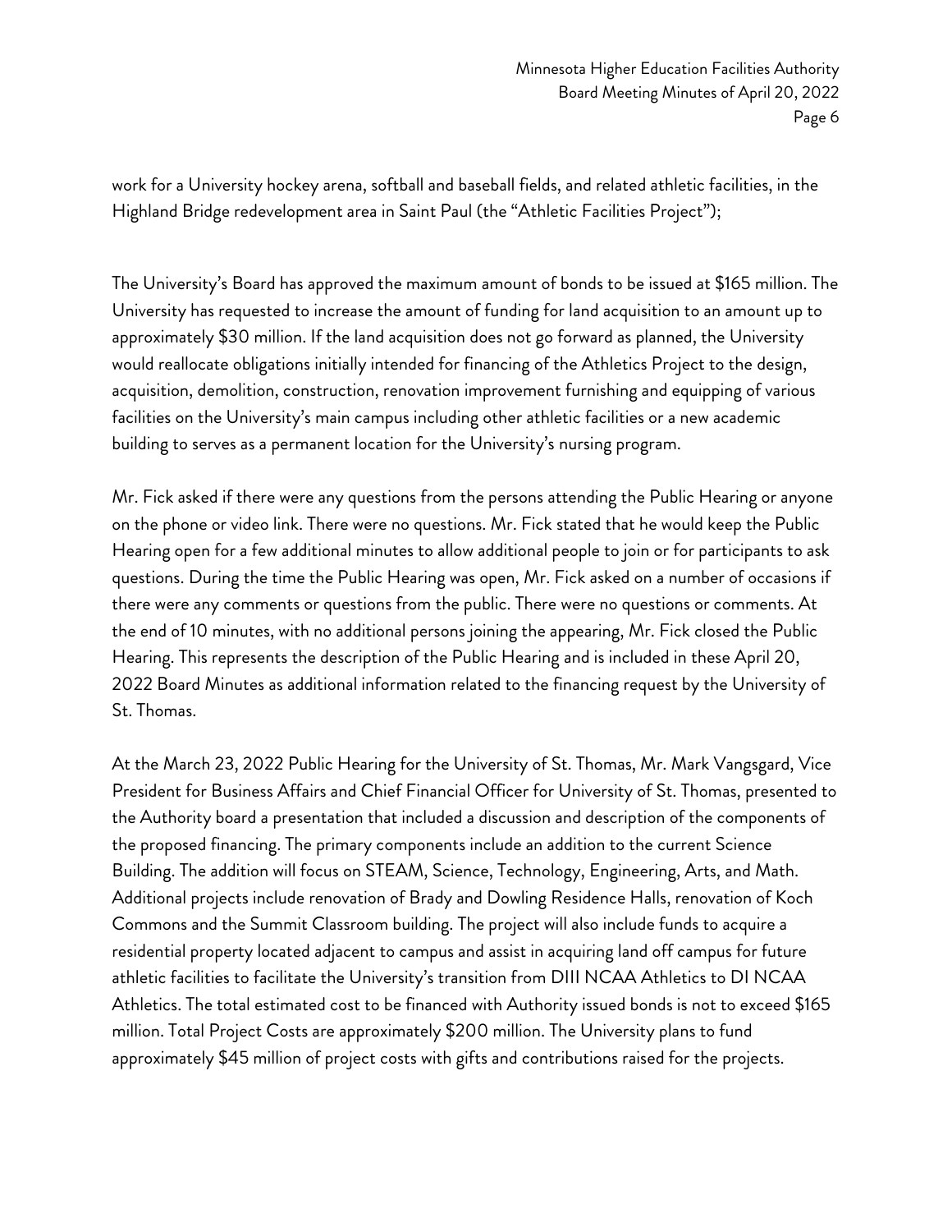work for a University hockey arena, softball and baseball fields, and related athletic facilities, in the Highland Bridge redevelopment area in Saint Paul (the "Athletic Facilities Project");

The University's Board has approved the maximum amount of bonds to be issued at $165 million. The University has requested to increase the amount of funding for land acquisition to an amount up to approximately $30 million. If the land acquisition does not go forward as planned, the University would reallocate obligations initially intended for financing of the Athletics Project to the design, acquisition, demolition, construction, renovation improvement furnishing and equipping of various facilities on the University's main campus including other athletic facilities or a new academic building to serves as a permanent location for the University's nursing program.

Mr. Fick asked if there were any questions from the persons attending the Public Hearing or anyone on the phone or video link. There were no questions. Mr. Fick stated that he would keep the Public Hearing open for a few additional minutes to allow additional people to join or for participants to ask questions. During the time the Public Hearing was open, Mr. Fick asked on a number of occasions if there were any comments or questions from the public. There were no questions or comments. At the end of 10 minutes, with no additional persons joining the appearing, Mr. Fick closed the Public Hearing. This represents the description of the Public Hearing and is included in these April 20, 2022 Board Minutes as additional information related to the financing request by the University of St. Thomas.

At the March 23, 2022 Public Hearing for the University of St. Thomas, Mr. Mark Vangsgard, Vice President for Business Affairs and Chief Financial Officer for University of St. Thomas, presented to the Authority board a presentation that included a discussion and description of the components of the proposed financing. The primary components include an addition to the current Science Building. The addition will focus on STEAM, Science, Technology, Engineering, Arts, and Math. Additional projects include renovation of Brady and Dowling Residence Halls, renovation of Koch Commons and the Summit Classroom building. The project will also include funds to acquire a residential property located adjacent to campus and assist in acquiring land off campus for future athletic facilities to facilitate the University's transition from DIII NCAA Athletics to DI NCAA Athletics. The total estimated cost to be financed with Authority issued bonds is not to exceed $165 million. Total Project Costs are approximately $200 million. The University plans to fund approximately $45 million of project costs with gifts and contributions raised for the projects.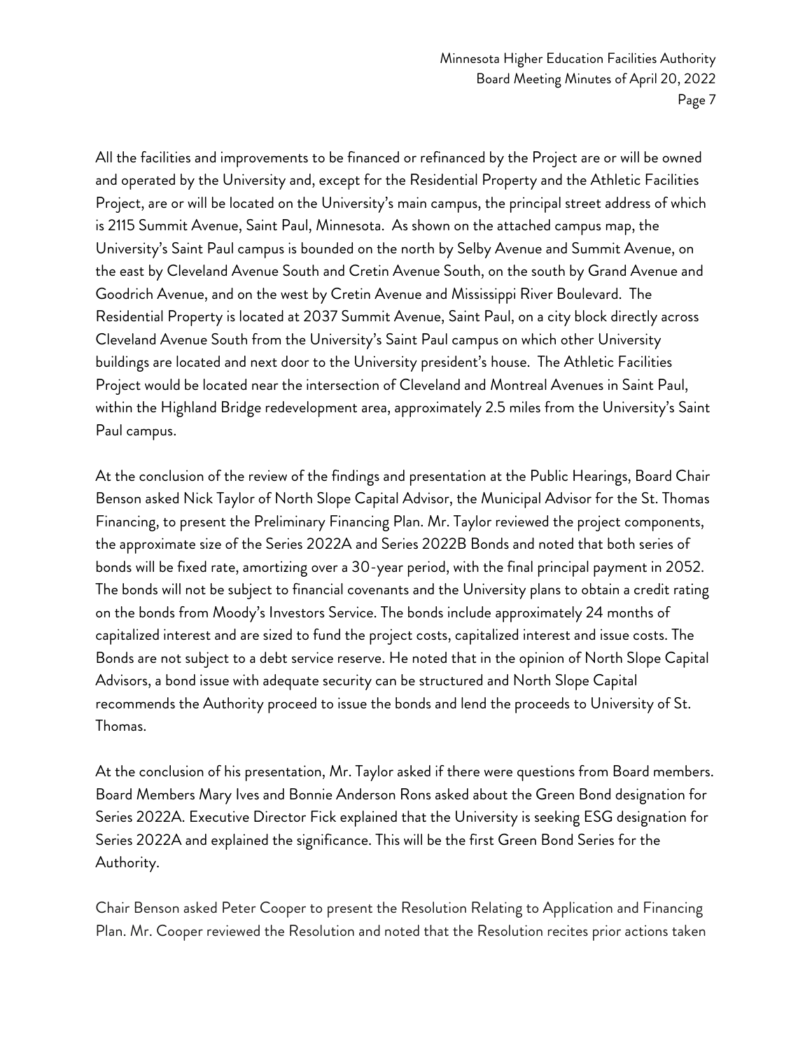All the facilities and improvements to be financed or refinanced by the Project are or will be owned and operated by the University and, except for the Residential Property and the Athletic Facilities Project, are or will be located on the University's main campus, the principal street address of which is 2115 Summit Avenue, Saint Paul, Minnesota. As shown on the attached campus map, the University's Saint Paul campus is bounded on the north by Selby Avenue and Summit Avenue, on the east by Cleveland Avenue South and Cretin Avenue South, on the south by Grand Avenue and Goodrich Avenue, and on the west by Cretin Avenue and Mississippi River Boulevard. The Residential Property is located at 2037 Summit Avenue, Saint Paul, on a city block directly across Cleveland Avenue South from the University's Saint Paul campus on which other University buildings are located and next door to the University president's house. The Athletic Facilities Project would be located near the intersection of Cleveland and Montreal Avenues in Saint Paul, within the Highland Bridge redevelopment area, approximately 2.5 miles from the University's Saint Paul campus.

At the conclusion of the review of the findings and presentation at the Public Hearings, Board Chair Benson asked Nick Taylor of North Slope Capital Advisor, the Municipal Advisor for the St. Thomas Financing, to present the Preliminary Financing Plan. Mr. Taylor reviewed the project components, the approximate size of the Series 2022A and Series 2022B Bonds and noted that both series of bonds will be fixed rate, amortizing over a 30-year period, with the final principal payment in 2052. The bonds will not be subject to financial covenants and the University plans to obtain a credit rating on the bonds from Moody's Investors Service. The bonds include approximately 24 months of capitalized interest and are sized to fund the project costs, capitalized interest and issue costs. The Bonds are not subject to a debt service reserve. He noted that in the opinion of North Slope Capital Advisors, a bond issue with adequate security can be structured and North Slope Capital recommends the Authority proceed to issue the bonds and lend the proceeds to University of St. Thomas.

At the conclusion of his presentation, Mr. Taylor asked if there were questions from Board members. Board Members Mary Ives and Bonnie Anderson Rons asked about the Green Bond designation for Series 2022A. Executive Director Fick explained that the University is seeking ESG designation for Series 2022A and explained the significance. This will be the first Green Bond Series for the Authority.

Chair Benson asked Peter Cooper to present the Resolution Relating to Application and Financing Plan. Mr. Cooper reviewed the Resolution and noted that the Resolution recites prior actions taken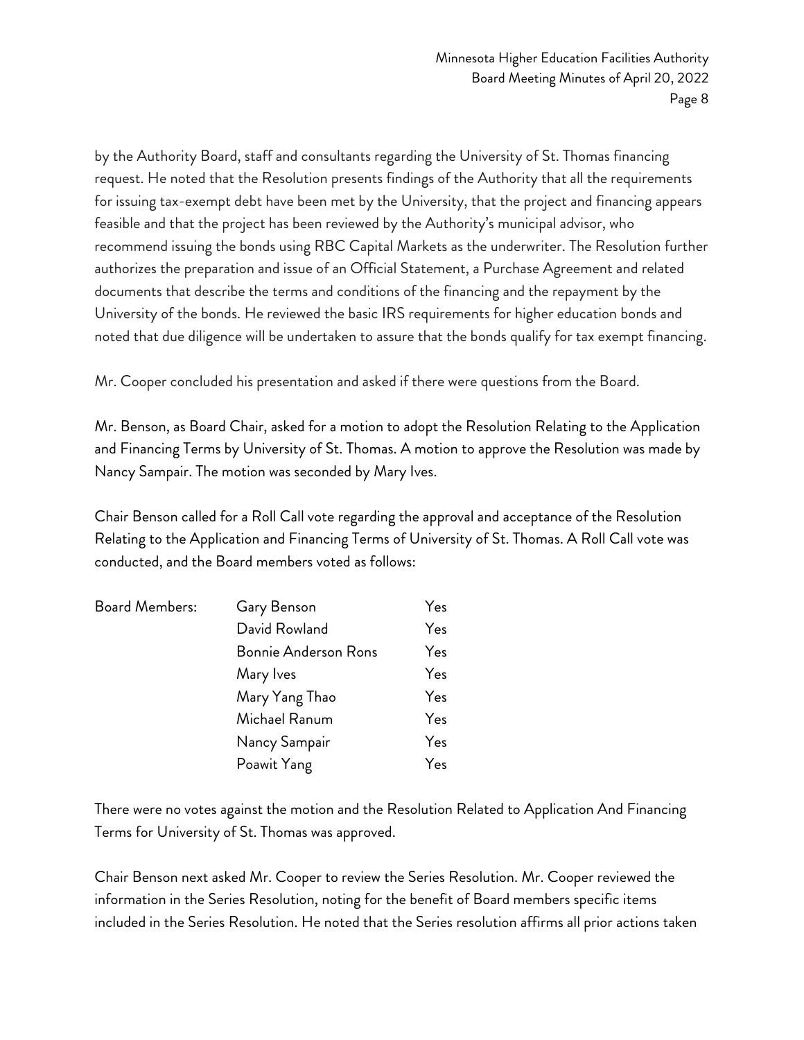by the Authority Board, staff and consultants regarding the University of St. Thomas financing request. He noted that the Resolution presents findings of the Authority that all the requirements for issuing tax-exempt debt have been met by the University, that the project and financing appears feasible and that the project has been reviewed by the Authority's municipal advisor, who recommend issuing the bonds using RBC Capital Markets as the underwriter. The Resolution further authorizes the preparation and issue of an Official Statement, a Purchase Agreement and related documents that describe the terms and conditions of the financing and the repayment by the University of the bonds. He reviewed the basic IRS requirements for higher education bonds and noted that due diligence will be undertaken to assure that the bonds qualify for tax exempt financing.

Mr. Cooper concluded his presentation and asked if there were questions from the Board.

Mr. Benson, as Board Chair, asked for a motion to adopt the Resolution Relating to the Application and Financing Terms by University of St. Thomas. A motion to approve the Resolution was made by Nancy Sampair. The motion was seconded by Mary Ives.

Chair Benson called for a Roll Call vote regarding the approval and acceptance of the Resolution Relating to the Application and Financing Terms of University of St. Thomas. A Roll Call vote was conducted, and the Board members voted as follows:

| | | |
|---|---|---|
| Board Members: | Gary Benson | Yes |
| | David Rowland | Yes |
| | Bonnie Anderson Rons | Yes |
| | Mary Ives | Yes |
| | Mary Yang Thao | Yes |
| | Michael Ranum | Yes |
| | Nancy Sampair | Yes |
| | Poawit Yang | Yes |

There were no votes against the motion and the Resolution Related to Application And Financing Terms for University of St. Thomas was approved.

Chair Benson next asked Mr. Cooper to review the Series Resolution. Mr. Cooper reviewed the information in the Series Resolution, noting for the benefit of Board members specific items included in the Series Resolution. He noted that the Series resolution affirms all prior actions taken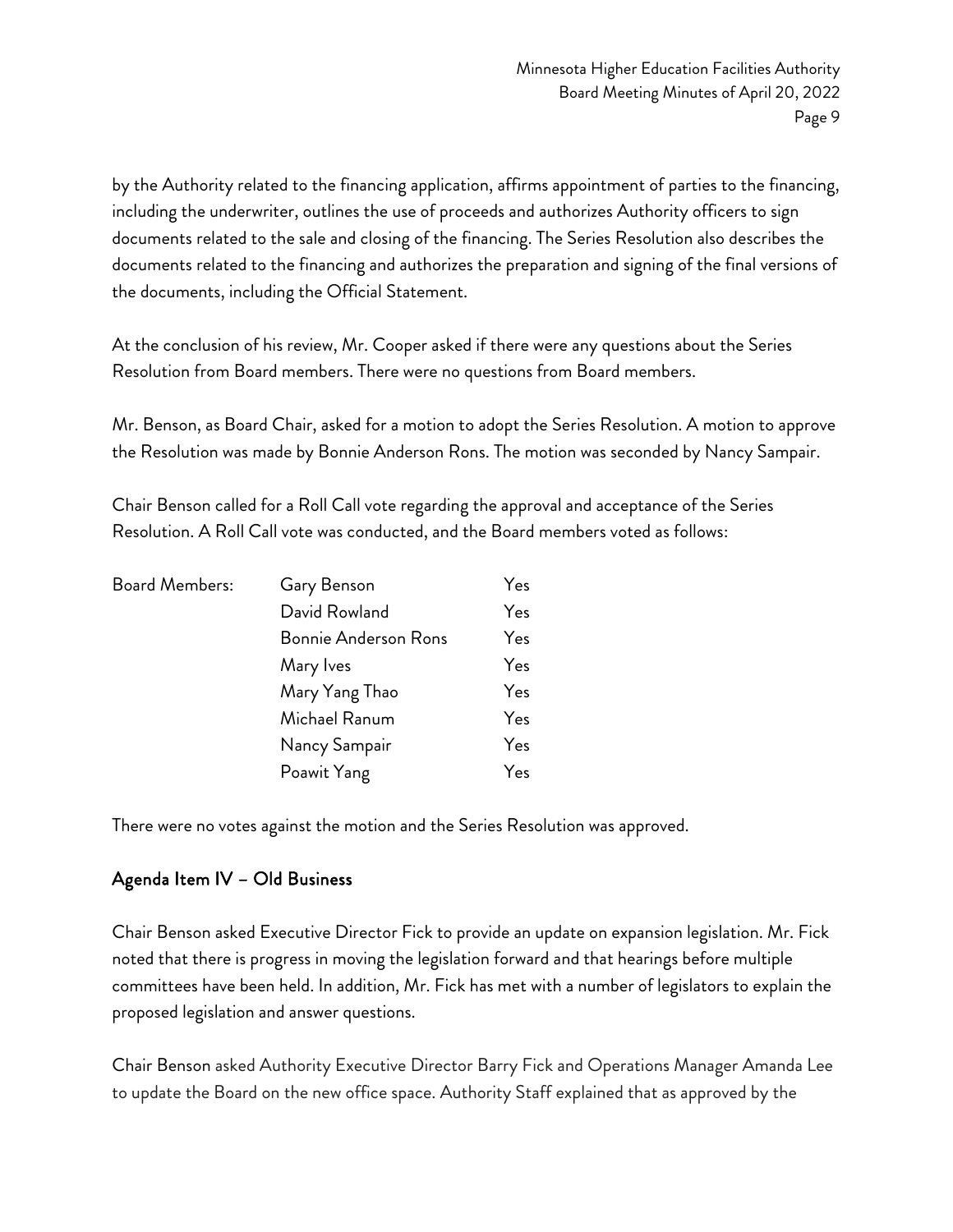by the Authority related to the financing application, affirms appointment of parties to the financing, including the underwriter, outlines the use of proceeds and authorizes Authority officers to sign documents related to the sale and closing of the financing. The Series Resolution also describes the documents related to the financing and authorizes the preparation and signing of the final versions of the documents, including the Official Statement.

At the conclusion of his review, Mr. Cooper asked if there were any questions about the Series Resolution from Board members. There were no questions from Board members.

Mr. Benson, as Board Chair, asked for a motion to adopt the Series Resolution. A motion to approve the Resolution was made by Bonnie Anderson Rons. The motion was seconded by Nancy Sampair.

Chair Benson called for a Roll Call vote regarding the approval and acceptance of the Series Resolution. A Roll Call vote was conducted, and the Board members voted as follows:

| | | |
|---|---|---|
| Board Members: | Gary Benson | Yes |
| | David Rowland | Yes |
| | Bonnie Anderson Rons | Yes |
| | Mary Ives | Yes |
| | Mary Yang Thao | Yes |
| | Michael Ranum | Yes |
| | Nancy Sampair | Yes |
| | Poawit Yang | Yes |

There were no votes against the motion and the Series Resolution was approved.

## Agenda Item IV – Old Business

Chair Benson asked Executive Director Fick to provide an update on expansion legislation. Mr. Fick noted that there is progress in moving the legislation forward and that hearings before multiple committees have been held. In addition, Mr. Fick has met with a number of legislators to explain the proposed legislation and answer questions.

Chair Benson asked Authority Executive Director Barry Fick and Operations Manager Amanda Lee to update the Board on the new office space. Authority Staff explained that as approved by the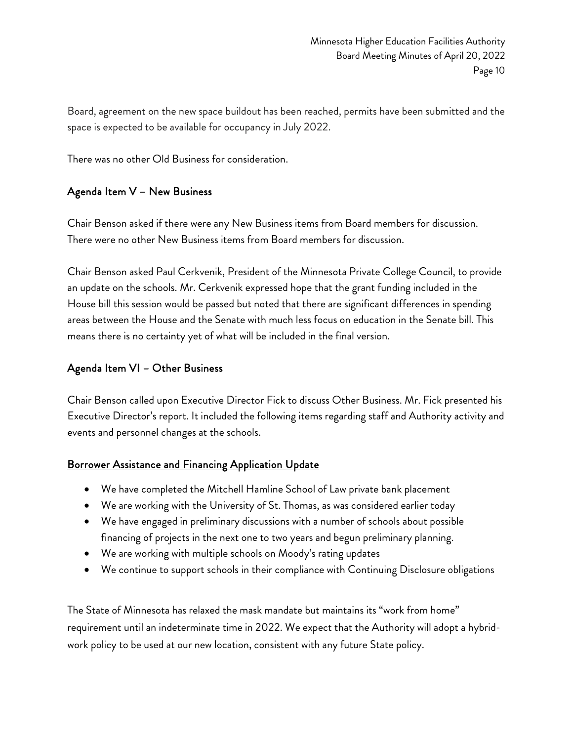Board, agreement on the new space buildout has been reached, permits have been submitted and the space is expected to be available for occupancy in July 2022.

There was no other Old Business for consideration.

## Agenda Item V – New Business

Chair Benson asked if there were any New Business items from Board members for discussion. There were no other New Business items from Board members for discussion.

Chair Benson asked Paul Cerkvenik, President of the Minnesota Private College Council, to provide an update on the schools. Mr. Cerkvenik expressed hope that the grant funding included in the House bill this session would be passed but noted that there are significant differences in spending areas between the House and the Senate with much less focus on education in the Senate bill. This means there is no certainty yet of what will be included in the final version.

## Agenda Item VI – Other Business

Chair Benson called upon Executive Director Fick to discuss Other Business. Mr. Fick presented his Executive Director's report. It included the following items regarding staff and Authority activity and events and personnel changes at the schools.

### Borrower Assistance and Financing Application Update

- We have completed the Mitchell Hamline School of Law private bank placement
- We are working with the University of St. Thomas, as was considered earlier today
- We have engaged in preliminary discussions with a number of schools about possible financing of projects in the next one to two years and begun preliminary planning.
- We are working with multiple schools on Moody's rating updates
- We continue to support schools in their compliance with Continuing Disclosure obligations

The State of Minnesota has relaxed the mask mandate but maintains its "work from home" requirement until an indeterminate time in 2022. We expect that the Authority will adopt a hybrid-work policy to be used at our new location, consistent with any future State policy.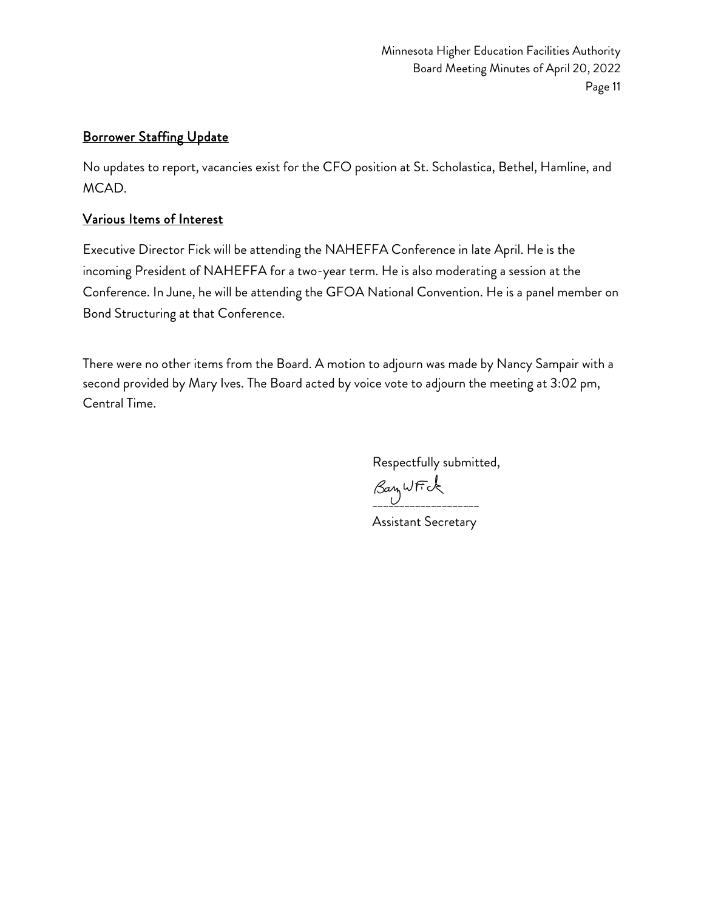## Borrower Staffing Update

No updates to report, vacancies exist for the CFO position at St. Scholastica, Bethel, Hamline, and MCAD.

## Various Items of Interest

Executive Director Fick will be attending the NAHEFFA Conference in late April. He is the incoming President of NAHEFFA for a two-year term. He is also moderating a session at the Conference. In June, he will be attending the GFOA National Convention. He is a panel member on Bond Structuring at that Conference.

There were no other items from the Board. A motion to adjourn was made by Nancy Sampair with a second provided by Mary Ives. The Board acted by voice vote to adjourn the meeting at 3:02 pm, Central Time.

Respectfully submitted,

Barry W Fick

____________________

Assistant Secretary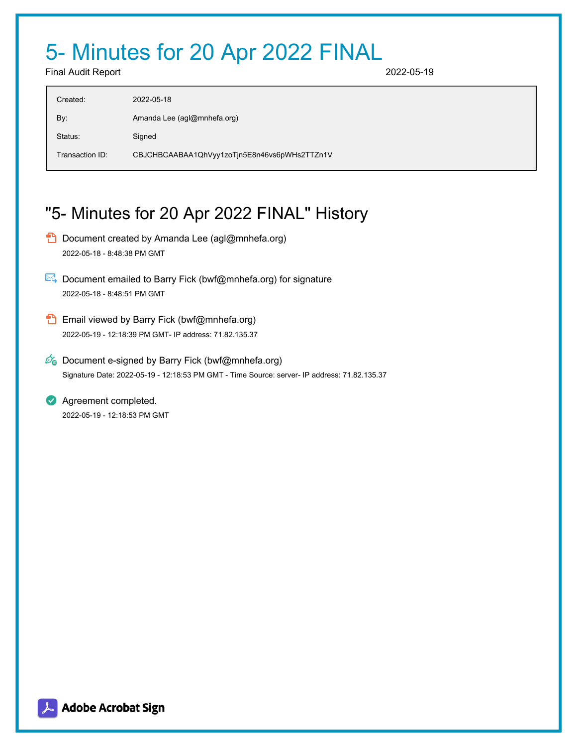# 5- Minutes for 20 Apr 2022 FINAL

Final Audit Report 2022-05-19

| | |
|---|---|
| Created: | 2022-05-18 |
| By: | Amanda Lee (agl@mnhefa.org) |
| Status: | Signed |
| Transaction ID: | CBJCHBCAABAA1QhVyy1zoTjn5E8n46vs6pWHs2TTZn1V |

## "5- Minutes for 20 Apr 2022 FINAL" History

- Document created by Amanda Lee (agl@mnhefa.org)
  2022-05-18 - 8:48:38 PM GMT

- Document emailed to Barry Fick (bwf@mnhefa.org) for signature
  2022-05-18 - 8:48:51 PM GMT

- Email viewed by Barry Fick (bwf@mnhefa.org)
  2022-05-19 - 12:18:39 PM GMT- IP address: 71.82.135.37

- Document e-signed by Barry Fick (bwf@mnhefa.org)
  Signature Date: 2022-05-19 - 12:18:53 PM GMT - Time Source: server- IP address: 71.82.135.37

- Agreement completed.
  2022-05-19 - 12:18:53 PM GMT

Adobe Acrobat Sign